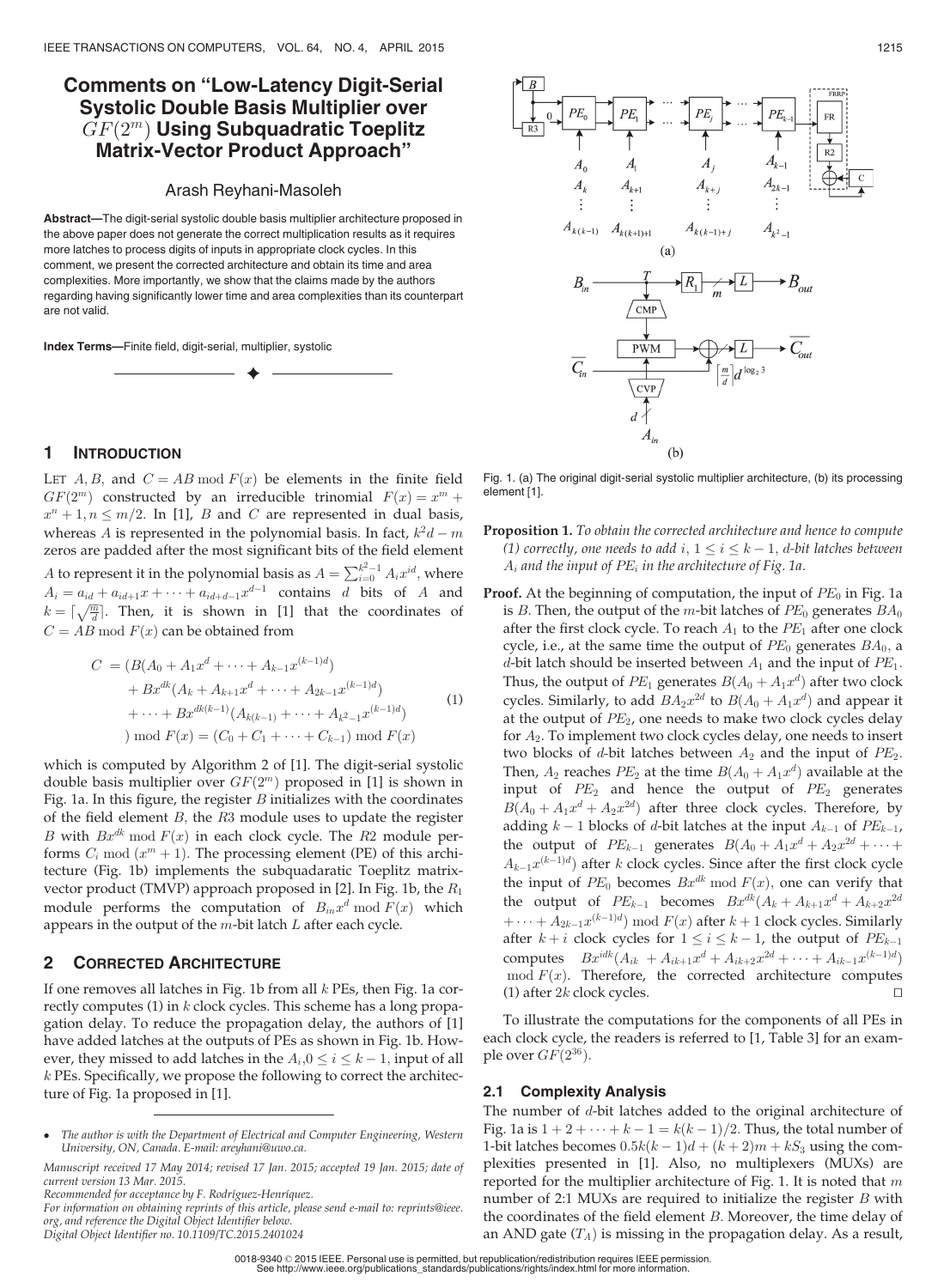# Comments on "Low-Latency Digit-Serial Systolic Double Basis Multiplier over $GF(2^m)$ Using Subquadratic Toeplitz Matrix-Vector Product Approach"

Arash Reyhani-Masoleh

**Abstract**—The digit-serial systolic double basis multiplier architecture proposed in the above paper does not generate the correct multiplication results as it requires more latches to process digits of inputs in appropriate clock cycles. In this comment, we present the corrected architecture and obtain its time and area complexities. More importantly, we show that the claims made by the authors regarding having significantly lower time and area complexities than its counterpart are not valid.

**Index Terms**—Finite field, digit-serial, multiplier, systolic

## 1 Introduction

Let $A, B$, and $C = AB \bmod F(x)$ be elements in the finite field $GF(2^m)$ constructed by an irreducible trinomial $F(x) = x^m + x^n + 1, n \leq m/2$. In [1], $B$ and $C$ are represented in dual basis, whereas $A$ is represented in the polynomial basis. In fact, $k^2d - m$ zeros are padded after the most significant bits of the field element $A$ to represent it in the polynomial basis as $A = \sum_{i=0}^{k^2-1} A_i x^{id}$, where $A_i = a_{id} + a_{id+1}x + \cdots + a_{id+d-1}x^{d-1}$ contains $d$ bits of $A$ and $k = \lceil \sqrt{\frac{m}{d}} \rceil$. Then, it is shown in [1] that the coordinates of $C = AB \bmod F(x)$ can be obtained from

$$
\begin{aligned}
C \ = \ & (B(A_0 + A_1x^d + \cdots + A_{k-1}x^{(k-1)d}) \\
& + Bx^{dk}(A_k + A_{k+1}x^d + \cdots + A_{2k-1}x^{(k-1)d}) \\
& + \cdots + Bx^{dk(k-1)}(A_{k(k-1)} + \cdots + A_{k^2-1}x^{(k-1)d}) \\
& ) \bmod F(x) = (C_0 + C_1 + \cdots + C_{k-1}) \bmod F(x)
\end{aligned}
\tag{1}
$$

which is computed by Algorithm 2 of [1]. The digit-serial systolic double basis multiplier over $GF(2^m)$ proposed in [1] is shown in Fig. 1a. In this figure, the register $B$ initializes with the coordinates of the field element $B$, the $R3$ module uses to update the register $B$ with $Bx^{dk} \bmod F(x)$ in each clock cycle. The $R2$ module performs $C_i \bmod (x^m + 1)$. The processing element (PE) of this architecture (Fig. 1b) implements the subquadratic Toeplitz matrix-vector product (TMVP) approach proposed in [2]. In Fig. 1b, the $R_1$ module performs the computation of $B_{in}x^d \bmod F(x)$ which appears in the output of the $m$-bit latch $L$ after each cycle.

## 2 Corrected Architecture

If one removes all latches in Fig. 1b from all $k$ PEs, then Fig. 1a correctly computes (1) in $k$ clock cycles. This scheme has a long propagation delay. To reduce the propagation delay, the authors of [1] have added latches at the outputs of PEs as shown in Fig. 1b. However, they missed to add latches in the $A_i, 0 \leq i \leq k-1$, input of all $k$ PEs. Specifically, we propose the following to correct the architecture of Fig. 1a proposed in [1].

- The author is with the Department of Electrical and Computer Engineering, Western University, ON, Canada. E-mail: areyhani@uwo.ca.

Manuscript received 17 May 2014; revised 17 Jan. 2015; accepted 19 Jan. 2015; date of current version 13 Mar. 2015.
Recommended for acceptance by F. Rodríguez-Henríquez.
For information on obtaining reprints of this article, please send e-mail to: reprints@ieee.org, and reference the Digital Object Identifier below.
Digital Object Identifier no. 10.1109/TC.2015.2401024

Fig. 1. (a) The original digit-serial systolic multiplier architecture, (b) its processing element [1].

**Proposition 1.** *To obtain the corrected architecture and hence to compute (1) correctly, one needs to add $i$, $1 \leq i \leq k-1$, $d$-bit latches between $A_i$ and the input of $PE_i$ in the architecture of Fig. 1a.*

**Proof.** At the beginning of computation, the input of $PE_0$ in Fig. 1a is $B$. Then, the output of the $m$-bit latches of $PE_0$ generates $BA_0$ after the first clock cycle. To reach $A_1$ to the $PE_1$ after one clock cycle, i.e., at the same time the output of $PE_0$ generates $BA_0$, a $d$-bit latch should be inserted between $A_1$ and the input of $PE_1$. Thus, the output of $PE_1$ generates $B(A_0 + A_1x^d)$ after two clock cycles. Similarly, to add $BA_2x^{2d}$ to $B(A_0 + A_1x^d)$ and appear it at the output of $PE_2$, one needs to make two clock cycles delay for $A_2$. To implement two clock cycles delay, one needs to insert two blocks of $d$-bit latches between $A_2$ and the input of $PE_2$. Then, $A_2$ reaches $PE_2$ at the time $B(A_0 + A_1x^d)$ available at the input of $PE_2$ and hence the output of $PE_2$ generates $B(A_0 + A_1x^d + A_2x^{2d})$ after three clock cycles. Therefore, by adding $k-1$ blocks of $d$-bit latches at the input $A_{k-1}$ of $PE_{k-1}$, the output of $PE_{k-1}$ generates $B(A_0 + A_1x^d + A_2x^{2d} + \cdots + A_{k-1}x^{(k-1)d})$ after $k$ clock cycles. Since after the first clock cycle the input of $PE_0$ becomes $Bx^{dk} \bmod F(x)$, one can verify that the output of $PE_{k-1}$ becomes $Bx^{dk}(A_k + A_{k+1}x^d + A_{k+2}x^{2d} + \cdots + A_{2k-1}x^{(k-1)d}) \bmod F(x)$ after $k+1$ clock cycles. Similarly after $k+i$ clock cycles for $1 \leq i \leq k-1$, the output of $PE_{k-1}$ computes $Bx^{idk}(A_{ik} + A_{ik+1}x^d + A_{ik+2}x^{2d} + \cdots + A_{ik-1}x^{(k-1)d}) \bmod F(x)$. Therefore, the corrected architecture computes (1) after $2k$ clock cycles. □

To illustrate the computations for the components of all PEs in each clock cycle, the readers is referred to [1, Table 3] for an example over $GF(2^{36})$.

### 2.1 Complexity Analysis

The number of $d$-bit latches added to the original architecture of Fig. 1a is $1 + 2 + \cdots + k - 1 = k(k-1)/2$. Thus, the total number of 1-bit latches becomes $0.5k(k-1)d + (k+2)m + kS_3$ using the complexities presented in [1]. Also, no multiplexers (MUXs) are reported for the multiplier architecture of Fig. 1. It is noted that $m$ number of 2:1 MUXs are required to initialize the register $B$ with the coordinates of the field element $B$. Moreover, the time delay of an AND gate ($T_A$) is missing in the propagation delay. As a result,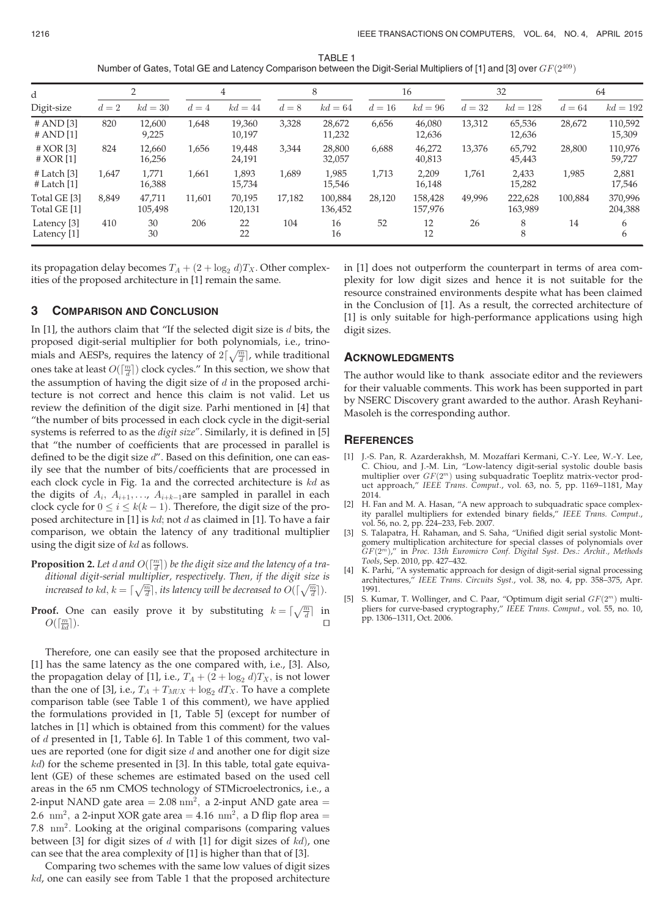TABLE 1
Number of Gates, Total GE and Latency Comparison between the Digit-Serial Multipliers of [1] and [3] over $GF(2^{409})$

| d | 2 | | 4 | | 8 | | 16 | | 32 | | 64 | |
|---|---|---|---|---|---|---|---|---|---|---|---|---|
| Digit-size | $d=2$ | $kd=30$ | $d=4$ | $kd=44$ | $d=8$ | $kd=64$ | $d=16$ | $kd=96$ | $d=32$ | $kd=128$ | $d=64$ | $kd=192$ |
| # AND [3]<br># AND [1] | 820 | 12,600<br>9,225 | 1,648 | 19,360<br>10,197 | 3,328 | 28,672<br>11,232 | 6,656 | 46,080<br>12,636 | 13,312 | 65,536<br>12,636 | 28,672 | 110,592<br>15,309 |
| # XOR [3]<br># XOR [1] | 824 | 12,660<br>16,256 | 1,656 | 19,448<br>24,191 | 3,344 | 28,800<br>32,057 | 6,688 | 46,272<br>40,813 | 13,376 | 65,792<br>45,443 | 28,800 | 110,976<br>59,727 |
| # Latch [3]<br># Latch [1] | 1,647 | 1,771<br>16,388 | 1,661 | 1,893<br>15,734 | 1,689 | 1,985<br>15,546 | 1,713 | 2,209<br>16,148 | 1,761 | 2,433<br>15,282 | 1,985 | 2,881<br>17,546 |
| Total GE [3]<br>Total GE [1] | 8,849 | 47,711<br>105,498 | 11,601 | 70,195<br>120,131 | 17,182 | 100,884<br>136,452 | 28,120 | 158,428<br>157,976 | 49,996 | 222,628<br>163,989 | 100,884 | 370,996<br>204,388 |
| Latency [3]<br>Latency [1] | 410 | 30<br>30 | 206 | 22<br>22 | 104 | 16<br>16 | 52 | 12<br>12 | 26 | 8<br>8 | 14 | 6<br>6 |

its propagation delay becomes $T_A + (2 + \log_2 d)T_X$. Other complexities of the proposed architecture in [1] remain the same.

## 3 Comparison and Conclusion

In [1], the authors claim that "If the selected digit size is $d$ bits, the proposed digit-serial multiplier for both polynomials, i.e., trinomials and AESPs, requires the latency of $2\lceil\sqrt{\frac{m}{d}}\rceil$, while traditional ones take at least $O(\lceil\frac{m}{d}\rceil)$ clock cycles." In this section, we show that the assumption of having the digit size of $d$ in the proposed architecture is not correct and hence this claim is not valid. Let us review the definition of the digit size. Parhi mentioned in [4] that "the number of bits processed in each clock cycle in the digit-serial systems is referred to as the *digit size*". Similarly, it is defined in [5] that "the number of coefficients that are processed in parallel is defined to be the digit size $d$". Based on this definition, one can easily see that the number of bits/coefficients that are processed in each clock cycle in Fig. 1a and the corrected architecture is $kd$ as the digits of $A_i, A_{i+1}, \ldots, A_{i+k-1}$are sampled in parallel in each clock cycle for $0 \leq i \leq k(k-1)$. Therefore, the digit size of the proposed architecture in [1] is $kd$; not $d$ as claimed in [1]. To have a fair comparison, we obtain the latency of any traditional multiplier using the digit size of $kd$ as follows.

**Proposition 2.** *Let $d$ and $O(\lceil\frac{m}{d}\rceil)$ be the digit size and the latency of a traditional digit-serial multiplier, respectively. Then, if the digit size is increased to $kd$, $k = \lceil\sqrt{\frac{m}{d}}\rceil$, its latency will be decreased to $O(\lceil\sqrt{\frac{m}{d}}\rceil)$.*

**Proof.** One can easily prove it by substituting $k = \lceil\sqrt{\frac{m}{d}}\rceil$ in $O(\lceil\frac{m}{kd}\rceil)$. □

Therefore, one can easily see that the proposed architecture in [1] has the same latency as the one compared with, i.e., [3]. Also, the propagation delay of [1], i.e., $T_A + (2 + \log_2 d)T_X$, is not lower than the one of [3], i.e., $T_A + T_{MUX} + \log_2 dT_X$. To have a complete comparison table (see Table 1 of this comment), we have applied the formulations provided in [1, Table 5] (except for number of latches in [1] which is obtained from this comment) for the values of $d$ presented in [1, Table 6]. In Table 1 of this comment, two values are reported (one for digit size $d$ and another one for digit size $kd$) for the scheme presented in [3]. In this table, total gate equivalent (GE) of these schemes are estimated based on the used cell areas in the 65 nm CMOS technology of STMicroelectronics, i.e., a 2-input NAND gate area $= 2.08\ \text{nm}^2$, a 2-input AND gate area $= 2.6\ \text{nm}^2$, a 2-input XOR gate area $= 4.16\ \text{nm}^2$, a D flip flop area $= 7.8\ \text{nm}^2$. Looking at the original comparisons (comparing values between [3] for digit sizes of $d$ with [1] for digit sizes of $kd$), one can see that the area complexity of [1] is higher than that of [3].

Comparing two schemes with the same low values of digit sizes $kd$, one can easily see from Table 1 that the proposed architecture in [1] does not outperform the counterpart in terms of area complexity for low digit sizes and hence it is not suitable for the resource constrained environments despite what has been claimed in the Conclusion of [1]. As a result, the corrected architecture of [1] is only suitable for high-performance applications using high digit sizes.

## Acknowledgments

The author would like to thank associate editor and the reviewers for their valuable comments. This work has been supported in part by NSERC Discovery grant awarded to the author. Arash Reyhani-Masoleh is the corresponding author.

## References

[1] J.-S. Pan, R. Azarderakhsh, M. Mozaffari Kermani, C.-Y. Lee, W.-Y. Lee, C. Chiou, and J.-M. Lin, "Low-latency digit-serial systolic double basis multiplier over $GF(2^m)$ using subquadratic Toeplitz matrix-vector product approach," *IEEE Trans. Comput.*, vol. 63, no. 5, pp. 1169–1181, May 2014.

[2] H. Fan and M. A. Hasan, "A new approach to subquadratic space complexity parallel multipliers for extended binary fields," *IEEE Trans. Comput.*, vol. 56, no. 2, pp. 224–233, Feb. 2007.

[3] S. Talapatra, H. Rahaman, and S. Saha, "Unified digit serial systolic Montgomery multiplication architecture for special classes of polynomials over $GF(2^m)$," in *Proc. 13th Euromicro Conf. Digital Syst. Des.: Archit., Methods Tools*, Sep. 2010, pp. 427–432.

[4] K. Parhi, "A systematic approach for design of digit-serial signal processing architectures," *IEEE Trans. Circuits Syst.*, vol. 38, no. 4, pp. 358–375, Apr. 1991.

[5] S. Kumar, T. Wollinger, and C. Paar, "Optimum digit serial $GF(2^m)$ multipliers for curve-based cryptography," *IEEE Trans. Comput.*, vol. 55, no. 10, pp. 1306–1311, Oct. 2006.